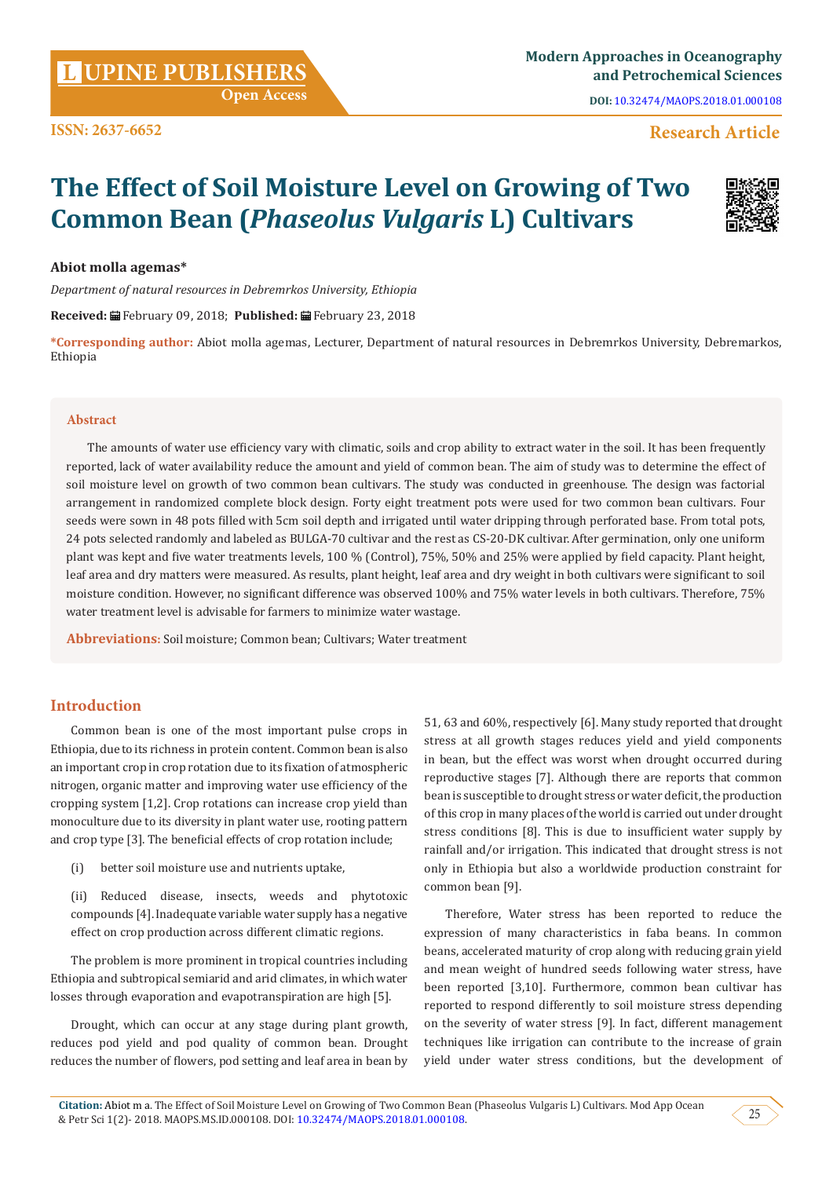# The Effect of Soil Moisture Level on Growing of Two Common Bean (*Phaseolus Vulgaris* L) Cultivars

**Abiot molla agemas***

*Department of natural resources in Debremrkos University, Ethiopia*

**Received:** February 09, 2018; **Published:** February 23, 2018

***Corresponding author:** Abiot molla agemas, Lecturer, Department of natural resources in Debremrkos University, Debremarkos, Ethiopia

## Abstract

The amounts of water use efficiency vary with climatic, soils and crop ability to extract water in the soil. It has been frequently reported, lack of water availability reduce the amount and yield of common bean. The aim of study was to determine the effect of soil moisture level on growth of two common bean cultivars. The study was conducted in greenhouse. The design was factorial arrangement in randomized complete block design. Forty eight treatment pots were used for two common bean cultivars. Four seeds were sown in 48 pots filled with 5cm soil depth and irrigated until water dripping through perforated base. From total pots, 24 pots selected randomly and labeled as BULGA-70 cultivar and the rest as CS-20-DK cultivar. After germination, only one uniform plant was kept and five water treatments levels, 100 % (Control), 75%, 50% and 25% were applied by field capacity. Plant height, leaf area and dry matters were measured. As results, plant height, leaf area and dry weight in both cultivars were significant to soil moisture condition. However, no significant difference was observed 100% and 75% water levels in both cultivars. Therefore, 75% water treatment level is advisable for farmers to minimize water wastage.

**Abbreviations:** Soil moisture; Common bean; Cultivars; Water treatment

## Introduction

Common bean is one of the most important pulse crops in Ethiopia, due to its richness in protein content. Common bean is also an important crop in crop rotation due to its fixation of atmospheric nitrogen, organic matter and improving water use efficiency of the cropping system [1,2]. Crop rotations can increase crop yield than monoculture due to its diversity in plant water use, rooting pattern and crop type [3]. The beneficial effects of crop rotation include;

(i) better soil moisture use and nutrients uptake,

(ii) Reduced disease, insects, weeds and phytotoxic compounds [4]. Inadequate variable water supply has a negative effect on crop production across different climatic regions.

The problem is more prominent in tropical countries including Ethiopia and subtropical semiarid and arid climates, in which water losses through evaporation and evapotranspiration are high [5].

Drought, which can occur at any stage during plant growth, reduces pod yield and pod quality of common bean. Drought reduces the number of flowers, pod setting and leaf area in bean by 51, 63 and 60%, respectively [6]. Many study reported that drought stress at all growth stages reduces yield and yield components in bean, but the effect was worst when drought occurred during reproductive stages [7]. Although there are reports that common bean is susceptible to drought stress or water deficit, the production of this crop in many places of the world is carried out under drought stress conditions [8]. This is due to insufficient water supply by rainfall and/or irrigation. This indicated that drought stress is not only in Ethiopia but also a worldwide production constraint for common bean [9].

Therefore, Water stress has been reported to reduce the expression of many characteristics in faba beans. In common beans, accelerated maturity of crop along with reducing grain yield and mean weight of hundred seeds following water stress, have been reported [3,10]. Furthermore, common bean cultivar has reported to respond differently to soil moisture stress depending on the severity of water stress [9]. In fact, different management techniques like irrigation can contribute to the increase of grain yield under water stress conditions, but the development of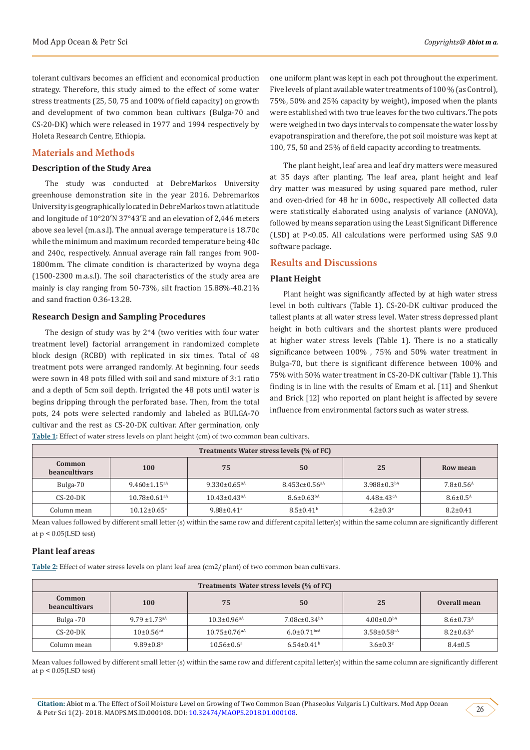tolerant cultivars becomes an efficient and economical production strategy. Therefore, this study aimed to the effect of some water stress treatments (25, 50, 75 and 100% of field capacity) on growth and development of two common bean cultivars (Bulga-70 and CS-20-DK) which were released in 1977 and 1994 respectively by Holeta Research Centre, Ethiopia.

## Materials and Methods

### Description of the Study Area

The study was conducted at DebreMarkos University greenhouse demonstration site in the year 2016. Debremarkos University is geographically located in DebreMarkos town at latitude and longitude of 10°20′N 37°43′E and an elevation of 2,446 meters above sea level (m.a.s.l). The annual average temperature is 18.70c while the minimum and maximum recorded temperature being 40c and 240c, respectively. Annual average rain fall ranges from 900-1800mm. The climate condition is characterized by woyna dega (1500-2300 m.a.s.l). The soil characteristics of the study area are mainly is clay ranging from 50-73%, silt fraction 15.88%-40.21% and sand fraction 0.36-13.28.

### Research Design and Sampling Procedures

The design of study was by 2*4 (two verities with four water treatment level) factorial arrangement in randomized complete block design (RCBD) with replicated in six times. Total of 48 treatment pots were arranged randomly. At beginning, four seeds were sown in 48 pots filled with soil and sand mixture of 3:1 ratio and a depth of 5cm soil depth. Irrigated the 48 pots until water is begins dripping through the perforated base. Then, from the total pots, 24 pots were selected randomly and labeled as BULGA-70 cultivar and the rest as CS-20-DK cultivar. After germination, only one uniform plant was kept in each pot throughout the experiment. Five levels of plant available water treatments of 100 % (as Control), 75%, 50% and 25% capacity by weight), imposed when the plants were established with two true leaves for the two cultivars. The pots were weighed in two days intervals to compensate the water loss by evapotranspiration and therefore, the pot soil moisture was kept at 100, 75, 50 and 25% of field capacity according to treatments.

The plant height, leaf area and leaf dry matters were measured at 35 days after planting. The leaf area, plant height and leaf dry matter was measured by using squared pare method, ruler and oven-dried for 48 hr in 600c., respectively All collected data were statistically elaborated using analysis of variance (ANOVA), followed by means separation using the Least Significant Difference (LSD) at $P<0.05$. All calculations were performed using SAS 9.0 software package.

## Results and Discussions

### Plant Height

Plant height was significantly affected by at high water stress level in both cultivars (Table 1). CS-20-DK cultivar produced the tallest plants at all water stress level. Water stress depressed plant height in both cultivars and the shortest plants were produced at higher water stress levels (Table 1). There is no a statically significance between 100% , 75% and 50% water treatment in Bulga-70, but there is significant difference between 100% and 75% with 50% water treatment in CS-20-DK cultivar (Table 1). This finding is in line with the results of Emam et al. [11] and Shenkut and Brick [12] who reported on plant height is affected by severe influence from environmental factors such as water stress.

**Table 1:** Effect of water stress levels on plant height (cm) of two common bean cultivars.

| Common beancultivars | Treatments Water stress levels (% of FC) | | | | |
|---|---|---|---|---|---|
| | 100 | 75 | 50 | 25 | Row mean |
| Bulga-70 | 9.460±1.15$^{aA}$ | 9.330±0.65$^{aA}$ | 8.453c±0.56$^{aA}$ | 3.988±0.3$^{bA}$ | 7.8±0.56$^{A}$ |
| CS-20-DK | 10.78±0.61$^{aA}$ | 10.43±0.43$^{aA}$ | 8.6±0.63$^{bA}$ | 4.48±.43$^{cA}$ | 8.6±0.5$^{A}$ |
| Column mean | 10.12±0.65$^{a}$ | 9.88±0.41$^{a}$ | 8.5±0.41$^{b}$ | 4.2±0.3$^{c}$ | 8.2±0.41 |

Mean values followed by different small letter (s) within the same row and different capital letter(s) within the same column are significantly different at $p < 0.05$(LSD test)

### Plant leaf areas

**Table 2:** Effect of water stress levels on plant leaf area (cm2/plant) of two common bean cultivars.

| Common beancultivars | Treatments Water stress levels (% of FC) | | | | |
|---|---|---|---|---|---|
| | 100 | 75 | 50 | 25 | Overall mean |
| Bulga -70 | 9.79 ±1.73$^{aA}$ | 10.3±0.96$^{aA}$ | 7.08c±0.34$^{bA}$ | 4.00±0.0$^{bA}$ | 8.6±0.73$^{A}$ |
| CS-20-DK | 10±0.56$^{aA}$ | 10.75±0.76$^{aA}$ | 6.0±0.71$^{bcA}$ | 3.58±0.58$^{cA}$ | 8.2±0.63$^{A}$ |
| Column mean | 9.89±0.8$^{a}$ | 10.56±0.6$^{a}$ | 6.54±0.41$^{b}$ | 3.6±0.3$^{c}$ | 8.4±0.5 |

Mean values followed by different small letter (s) within the same row and different capital letter(s) within the same column are significantly different at $p < 0.05$(LSD test)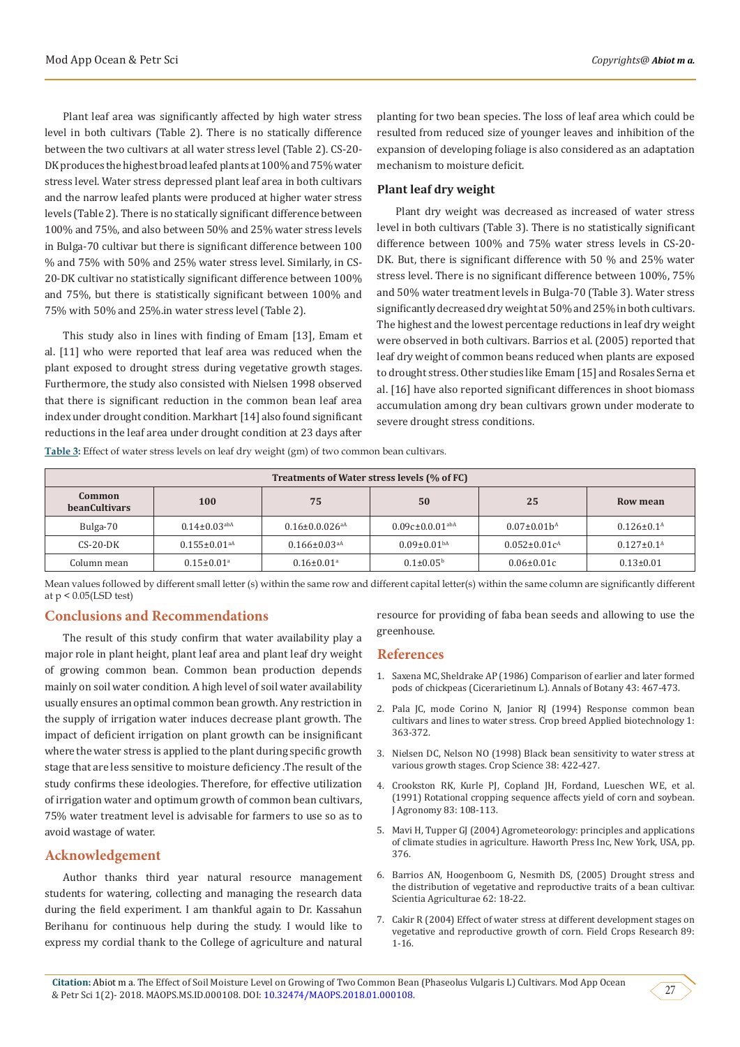Plant leaf area was significantly affected by high water stress level in both cultivars (Table 2). There is no statically difference between the two cultivars at all water stress level (Table 2). CS-20-DK produces the highest broad leafed plants at 100% and 75% water stress level. Water stress depressed plant leaf area in both cultivars and the narrow leafed plants were produced at higher water stress levels (Table 2). There is no statically significant difference between 100% and 75%, and also between 50% and 25% water stress levels in Bulga-70 cultivar but there is significant difference between 100 % and 75% with 50% and 25% water stress level. Similarly, in CS-20-DK cultivar no statistically significant difference between 100% and 75%, but there is statistically significant between 100% and 75% with 50% and 25%.in water stress level (Table 2).

This study also in lines with finding of Emam [13], Emam et al. [11] who were reported that leaf area was reduced when the plant exposed to drought stress during vegetative growth stages. Furthermore, the study also consisted with Nielsen 1998 observed that there is significant reduction in the common bean leaf area index under drought condition. Markhart [14] also found significant reductions in the leaf area under drought condition at 23 days after planting for two bean species. The loss of leaf area which could be resulted from reduced size of younger leaves and inhibition of the expansion of developing foliage is also considered as an adaptation mechanism to moisture deficit.

### Plant leaf dry weight

Plant dry weight was decreased as increased of water stress level in both cultivars (Table 3). There is no statistically significant difference between 100% and 75% water stress levels in CS-20-DK. But, there is significant difference with 50 % and 25% water stress level. There is no significant difference between 100%, 75% and 50% water treatment levels in Bulga-70 (Table 3). Water stress significantly decreased dry weight at 50% and 25% in both cultivars. The highest and the lowest percentage reductions in leaf dry weight were observed in both cultivars. Barrios et al. (2005) reported that leaf dry weight of common beans reduced when plants are exposed to drought stress. Other studies like Emam [15] and Rosales Serna et al. [16] have also reported significant differences in shoot biomass accumulation among dry bean cultivars grown under moderate to severe drought stress conditions.

**Table 3:** Effect of water stress levels on leaf dry weight (gm) of two common bean cultivars.

| | Treatments of Water stress levels (% of FC) | | | | |
|---|---|---|---|---|---|
| Common beanCultivars | 100 | 75 | 50 | 25 | Row mean |
| Bulga-70 | 0.14±0.03[abA] | 0.16±0.0.026[aA] | 0.09c±0.0.01[abA] | 0.07±0.01b[A] | 0.126±0.1[A] |
| CS-20-DK | 0.155±0.01[aA] | 0.166±0.03[aA] | 0.09±0.01[bA] | 0.052±0.01c[A] | 0.127±0.1[A] |
| Column mean | 0.15±0.01[a] | 0.16±0.01[a] | 0.1±0.05[b] | 0.06±0.01c | 0.13±0.01 |

Mean values followed by different small letter (s) within the same row and different capital letter(s) within the same column are significantly different at $p < 0.05$(LSD test)

## Conclusions and Recommendations

The result of this study confirm that water availability play a major role in plant height, plant leaf area and plant leaf dry weight of growing common bean. Common bean production depends mainly on soil water condition. A high level of soil water availability usually ensures an optimal common bean growth. Any restriction in the supply of irrigation water induces decrease plant growth. The impact of deficient irrigation on plant growth can be insignificant where the water stress is applied to the plant during specific growth stage that are less sensitive to moisture deficiency .The result of the study confirms these ideologies. Therefore, for effective utilization of irrigation water and optimum growth of common bean cultivars, 75% water treatment level is advisable for farmers to use so as to avoid wastage of water.

## Acknowledgement

Author thanks third year natural resource management students for watering, collecting and managing the research data during the field experiment. I am thankful again to Dr. Kassahun Berihanu for continuous help during the study. I would like to express my cordial thank to the College of agriculture and natural resource for providing of faba bean seeds and allowing to use the greenhouse.

## References

1. Saxena MC, Sheldrake AP (1986) Comparison of earlier and later formed pods of chickpeas (Cicerarietinum L). Annals of Botany 43: 467-473.
2. Pala JC, mode Corino N, Janior RJ (1994) Response common bean cultivars and lines to water stress. Crop breed Applied biotechnology 1: 363-372.
3. Nielsen DC, Nelson NO (1998) Black bean sensitivity to water stress at various growth stages. Crop Science 38: 422-427.
4. Crookston RK, Kurle PJ, Copland JH, Fordand, Lueschen WE, et al. (1991) Rotational cropping sequence affects yield of corn and soybean. J Agronomy 83: 108-113.
5. Mavi H, Tupper GJ (2004) Agrometeorology: principles and applications of climate studies in agriculture. Haworth Press Inc, New York, USA, pp. 376.
6. Barrios AN, Hoogenboom G, Nesmith DS, (2005) Drought stress and the distribution of vegetative and reproductive traits of a bean cultivar. Scientia Agriculturae 62: 18-22.
7. Cakir R (2004) Effect of water stress at different development stages on vegetative and reproductive growth of corn. Field Crops Research 89: 1-16.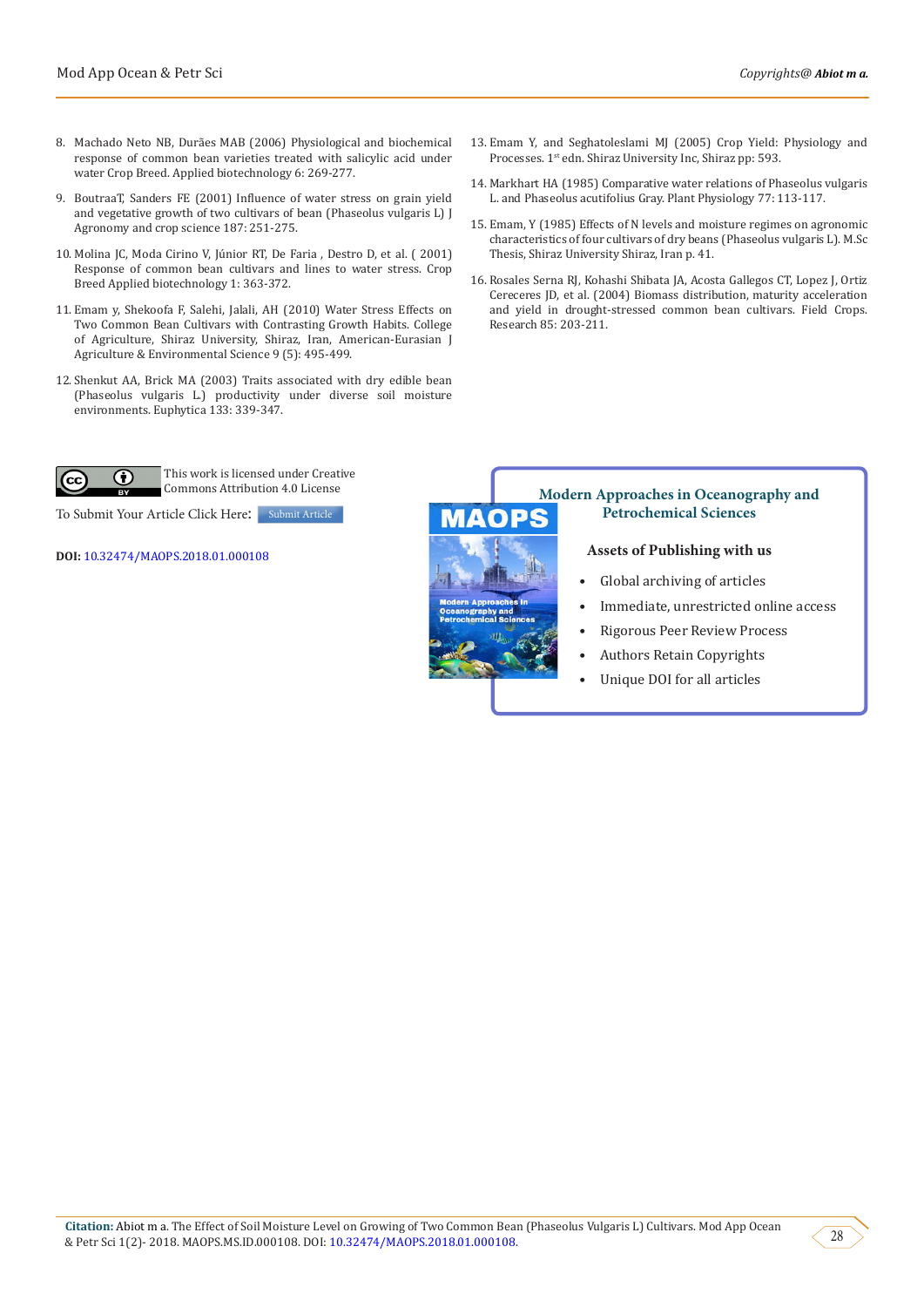8. Machado Neto NB, Durães MAB (2006) Physiological and biochemical response of common bean varieties treated with salicylic acid under water Crop Breed. Applied biotechnology 6: 269-277.
9. BoutraaT, Sanders FE (2001) Influence of water stress on grain yield and vegetative growth of two cultivars of bean (Phaseolus vulgaris L) J Agronomy and crop science 187: 251-275.
10. Molina JC, Moda Cirino V, Júnior RT, De Faria , Destro D, et al. ( 2001) Response of common bean cultivars and lines to water stress. Crop Breed Applied biotechnology 1: 363-372.
11. Emam y, Shekoofa F, Salehi, Jalali, AH (2010) Water Stress Effects on Two Common Bean Cultivars with Contrasting Growth Habits. College of Agriculture, Shiraz University, Shiraz, Iran, American-Eurasian J Agriculture & Environmental Science 9 (5): 495-499.
12. Shenkut AA, Brick MA (2003) Traits associated with dry edible bean (Phaseolus vulgaris L.) productivity under diverse soil moisture environments. Euphytica 133: 339-347.
13. Emam Y, and Seghatoleslami MJ (2005) Crop Yield: Physiology and Processes. 1st edn. Shiraz University Inc, Shiraz pp: 593.
14. Markhart HA (1985) Comparative water relations of Phaseolus vulgaris L. and Phaseolus acutifolius Gray. Plant Physiology 77: 113-117.
15. Emam, Y (1985) Effects of N levels and moisture regimes on agronomic characteristics of four cultivars of dry beans (Phaseolus vulgaris L). M.Sc Thesis, Shiraz University Shiraz, Iran p. 41.
16. Rosales Serna RJ, Kohashi Shibata JA, Acosta Gallegos CT, Lopez J, Ortiz Cereceres JD, et al. (2004) Biomass distribution, maturity acceleration and yield in drought-stressed common bean cultivars. Field Crops. Research 85: 203-211.

This work is licensed under Creative Commons Attribution 4.0 License

To Submit Your Article Click Here: Submit Article

**DOI:** 10.32474/MAOPS.2018.01.000108

**Modern Approaches in Oceanography and Petrochemical Sciences**

**Assets of Publishing with us**

- Global archiving of articles
- Immediate, unrestricted online access
- Rigorous Peer Review Process
- Authors Retain Copyrights
- Unique DOI for all articles

**Citation:** Abiot m a. The Effect of Soil Moisture Level on Growing of Two Common Bean (Phaseolus Vulgaris L) Cultivars. Mod App Ocean & Petr Sci 1(2)- 2018. MAOPS.MS.ID.000108. DOI: 10.32474/MAOPS.2018.01.000108.